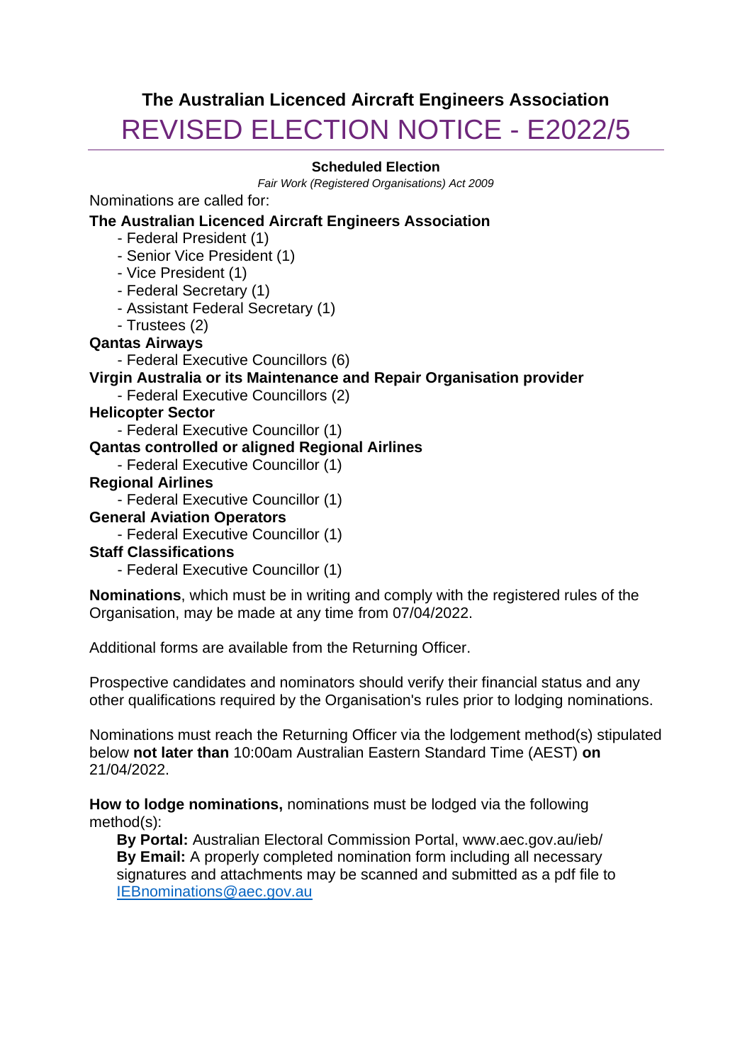# The Australian Licenced Aircraft Engineers Association

# REVISED ELECTION NOTICE - E2022/5

---

**Scheduled Election**

*Fair Work (Registered Organisations) Act 2009*

Nominations are called for:

**The Australian Licenced Aircraft Engineers Association**

- Federal President (1)
- Senior Vice President (1)
- Vice President (1)
- Federal Secretary (1)
- Assistant Federal Secretary (1)
- Trustees (2)

**Qantas Airways**

- Federal Executive Councillors (6)

**Virgin Australia or its Maintenance and Repair Organisation provider**

- Federal Executive Councillors (2)

**Helicopter Sector**

- Federal Executive Councillor (1)

**Qantas controlled or aligned Regional Airlines**

- Federal Executive Councillor (1)

**Regional Airlines**

- Federal Executive Councillor (1)

**General Aviation Operators**

- Federal Executive Councillor (1)

**Staff Classifications**

- Federal Executive Councillor (1)

**Nominations**, which must be in writing and comply with the registered rules of the Organisation, may be made at any time from 07/04/2022.

Additional forms are available from the Returning Officer.

Prospective candidates and nominators should verify their financial status and any other qualifications required by the Organisation's rules prior to lodging nominations.

Nominations must reach the Returning Officer via the lodgement method(s) stipulated below **not later than** 10:00am Australian Eastern Standard Time (AEST) **on** 21/04/2022.

**How to lodge nominations,** nominations must be lodged via the following method(s):

**By Portal:** Australian Electoral Commission Portal, www.aec.gov.au/ieb/
**By Email:** A properly completed nomination form including all necessary signatures and attachments may be scanned and submitted as a pdf file to IEBnominations@aec.gov.au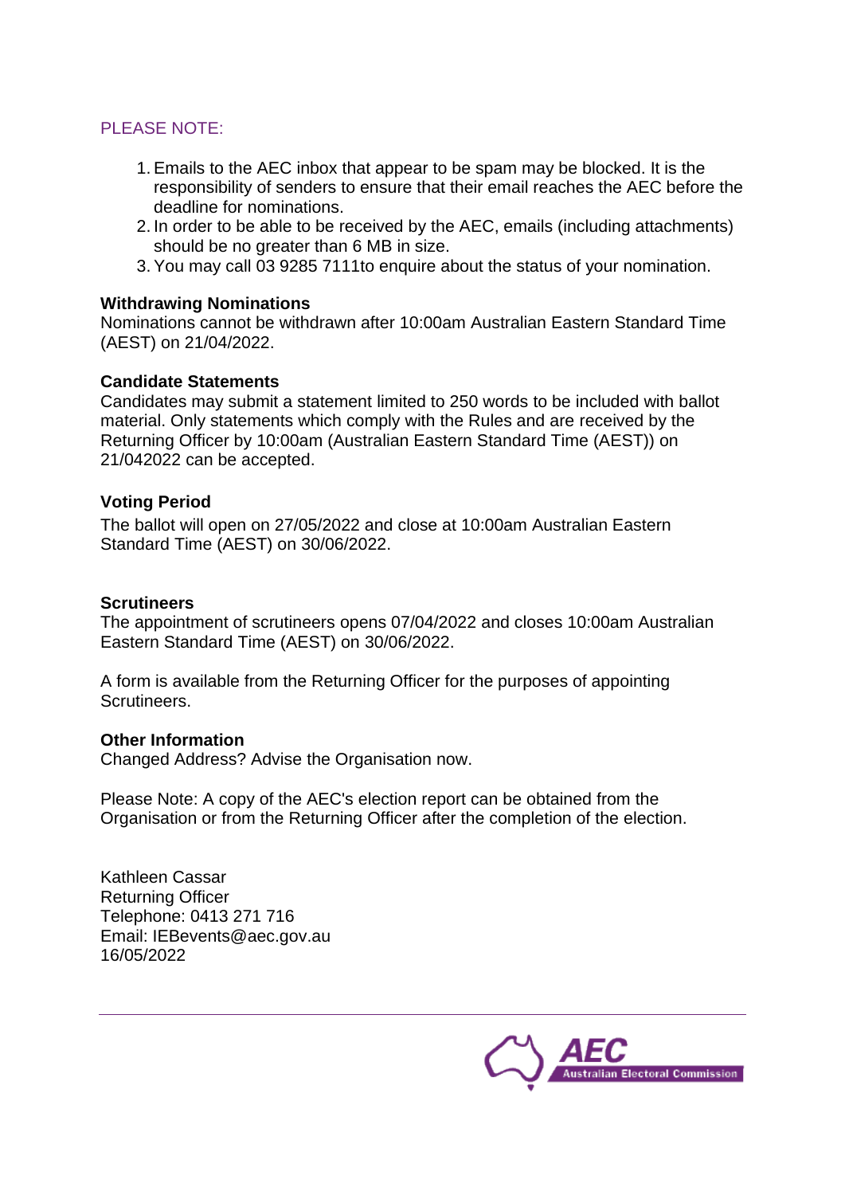PLEASE NOTE:

1. Emails to the AEC inbox that appear to be spam may be blocked. It is the responsibility of senders to ensure that their email reaches the AEC before the deadline for nominations.
2. In order to be able to be received by the AEC, emails (including attachments) should be no greater than 6 MB in size.
3. You may call 03 9285 7111to enquire about the status of your nomination.

**Withdrawing Nominations**
Nominations cannot be withdrawn after 10:00am Australian Eastern Standard Time (AEST) on 21/04/2022.

**Candidate Statements**
Candidates may submit a statement limited to 250 words to be included with ballot material. Only statements which comply with the Rules and are received by the Returning Officer by 10:00am (Australian Eastern Standard Time (AEST)) on 21/042022 can be accepted.

**Voting Period**
The ballot will open on 27/05/2022 and close at 10:00am Australian Eastern Standard Time (AEST) on 30/06/2022.

**Scrutineers**
The appointment of scrutineers opens 07/04/2022 and closes 10:00am Australian Eastern Standard Time (AEST) on 30/06/2022.

A form is available from the Returning Officer for the purposes of appointing Scrutineers.

**Other Information**
Changed Address? Advise the Organisation now.

Please Note: A copy of the AEC's election report can be obtained from the Organisation or from the Returning Officer after the completion of the election.

Kathleen Cassar
Returning Officer
Telephone: 0413 271 716
Email: IEBevents@aec.gov.au
16/05/2022

AEC Australian Electoral Commission